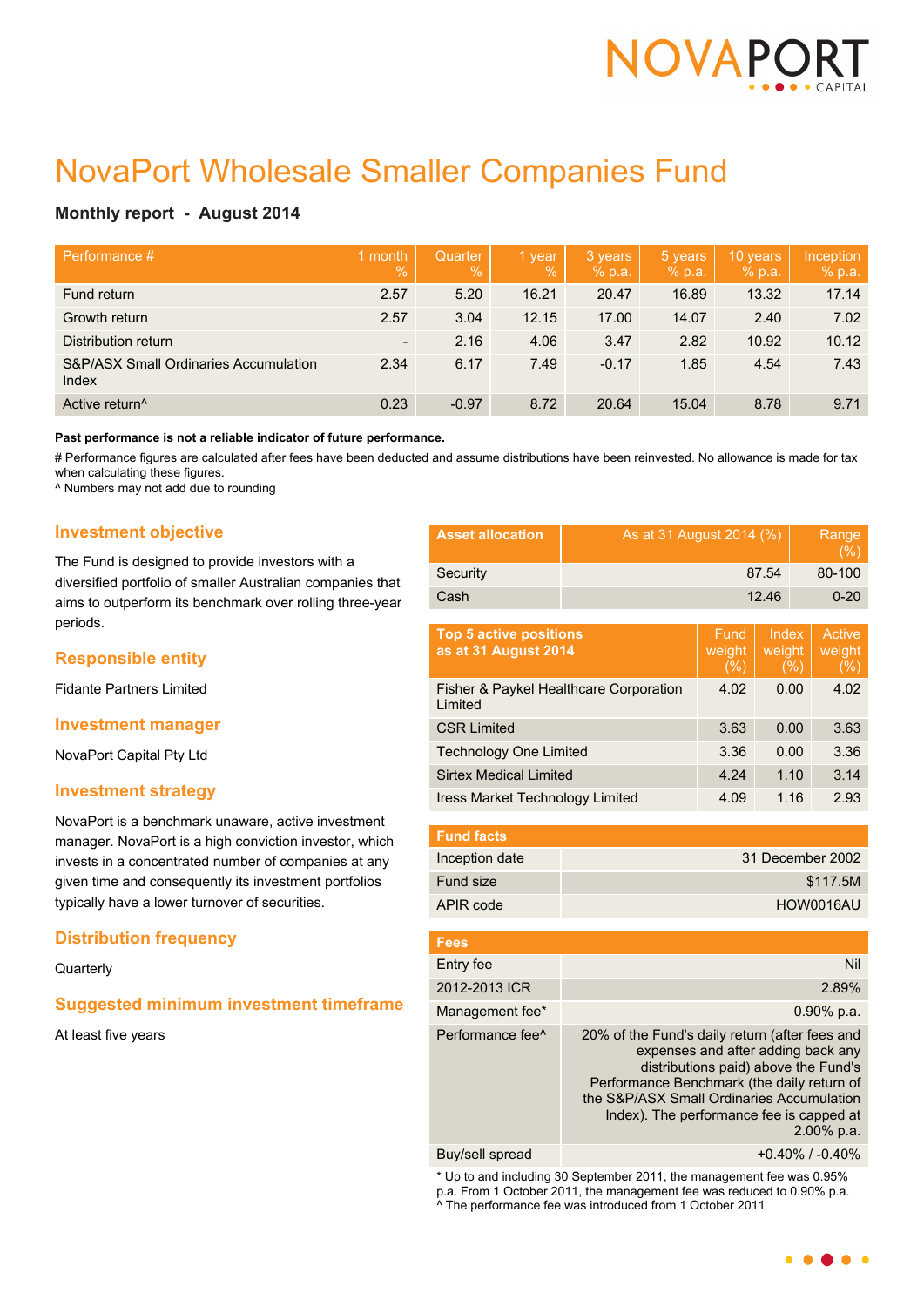# NovaPort Wholesale Smaller Companies Fund

**Monthly report - August 2014**

| Performance # | 1 month % | Quarter % | 1 year % | 3 years % p.a. | 5 years % p.a. | 10 years % p.a. | Inception % p.a. |
|---|---|---|---|---|---|---|---|
| Fund return | 2.57 | 5.20 | 16.21 | 20.47 | 16.89 | 13.32 | 17.14 |
| Growth return | 2.57 | 3.04 | 12.15 | 17.00 | 14.07 | 2.40 | 7.02 |
| Distribution return | - | 2.16 | 4.06 | 3.47 | 2.82 | 10.92 | 10.12 |
| S&P/ASX Small Ordinaries Accumulation Index | 2.34 | 6.17 | 7.49 | -0.17 | 1.85 | 4.54 | 7.43 |
| Active return^ | 0.23 | -0.97 | 8.72 | 20.64 | 15.04 | 8.78 | 9.71 |

**Past performance is not a reliable indicator of future performance.**

# Performance figures are calculated after fees have been deducted and assume distributions have been reinvested. No allowance is made for tax when calculating these figures.

^ Numbers may not add due to rounding

## Investment objective

The Fund is designed to provide investors with a diversified portfolio of smaller Australian companies that aims to outperform its benchmark over rolling three-year periods.

## Responsible entity

Fidante Partners Limited

## Investment manager

NovaPort Capital Pty Ltd

## Investment strategy

NovaPort is a benchmark unaware, active investment manager. NovaPort is a high conviction investor, which invests in a concentrated number of companies at any given time and consequently its investment portfolios typically have a lower turnover of securities.

## Distribution frequency

Quarterly

## Suggested minimum investment timeframe

At least five years

| Asset allocation | As at 31 August 2014 (%) | Range (%) |
|---|---|---|
| Security | 87.54 | 80-100 |
| Cash | 12.46 | 0-20 |

| Top 5 active positions as at 31 August 2014 | Fund weight (%) | Index weight (%) | Active weight (%) |
|---|---|---|---|
| Fisher & Paykel Healthcare Corporation Limited | 4.02 | 0.00 | 4.02 |
| CSR Limited | 3.63 | 0.00 | 3.63 |
| Technology One Limited | 3.36 | 0.00 | 3.36 |
| Sirtex Medical Limited | 4.24 | 1.10 | 3.14 |
| Iress Market Technology Limited | 4.09 | 1.16 | 2.93 |

| Fund facts | |
|---|---|
| Inception date | 31 December 2002 |
| Fund size | $117.5M |
| APIR code | HOW0016AU |

| Fees | |
|---|---|
| Entry fee | Nil |
| 2012-2013 ICR | 2.89% |
| Management fee* | 0.90% p.a. |
| Performance fee^ | 20% of the Fund's daily return (after fees and expenses and after adding back any distributions paid) above the Fund's Performance Benchmark (the daily return of the S&P/ASX Small Ordinaries Accumulation Index). The performance fee is capped at 2.00% p.a. |
| Buy/sell spread | +0.40% / -0.40% |

* Up to and including 30 September 2011, the management fee was 0.95% p.a. From 1 October 2011, the management fee was reduced to 0.90% p.a.

^ The performance fee was introduced from 1 October 2011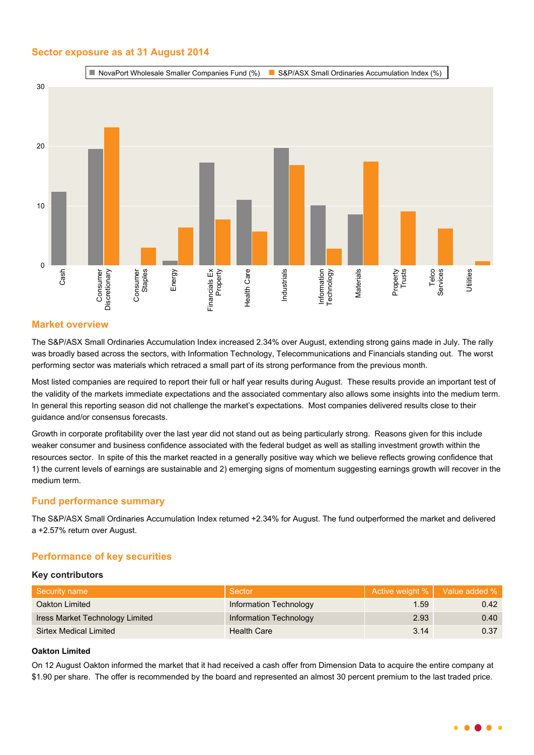## Sector exposure as at 31 August 2014

## Market overview

The S&P/ASX Small Ordinaries Accumulation Index increased 2.34% over August, extending strong gains made in July. The rally was broadly based across the sectors, with Information Technology, Telecommunications and Financials standing out. The worst performing sector was materials which retraced a small part of its strong performance from the previous month.

Most listed companies are required to report their full or half year results during August. These results provide an important test of the validity of the markets immediate expectations and the associated commentary also allows some insights into the medium term. In general this reporting season did not challenge the market's expectations. Most companies delivered results close to their guidance and/or consensus forecasts.

Growth in corporate profitability over the last year did not stand out as being particularly strong. Reasons given for this include weaker consumer and business confidence associated with the federal budget as well as stalling investment growth within the resources sector. In spite of this the market reacted in a generally positive way which we believe reflects growing confidence that 1) the current levels of earnings are sustainable and 2) emerging signs of momentum suggesting earnings growth will recover in the medium term.

## Fund performance summary

The S&P/ASX Small Ordinaries Accumulation Index returned +2.34% for August. The fund outperformed the market and delivered a +2.57% return over August.

## Performance of key securities

### Key contributors

| Security name | Sector | Active weight % | Value added % |
|---|---|---|---|
| Oakton Limited | Information Technology | 1.59 | 0.42 |
| Iress Market Technology Limited | Information Technology | 2.93 | 0.40 |
| Sirtex Medical Limited | Health Care | 3.14 | 0.37 |

**Oakton Limited**

On 12 August Oakton informed the market that it had received a cash offer from Dimension Data to acquire the entire company at $1.90 per share. The offer is recommended by the board and represented an almost 30 percent premium to the last traded price.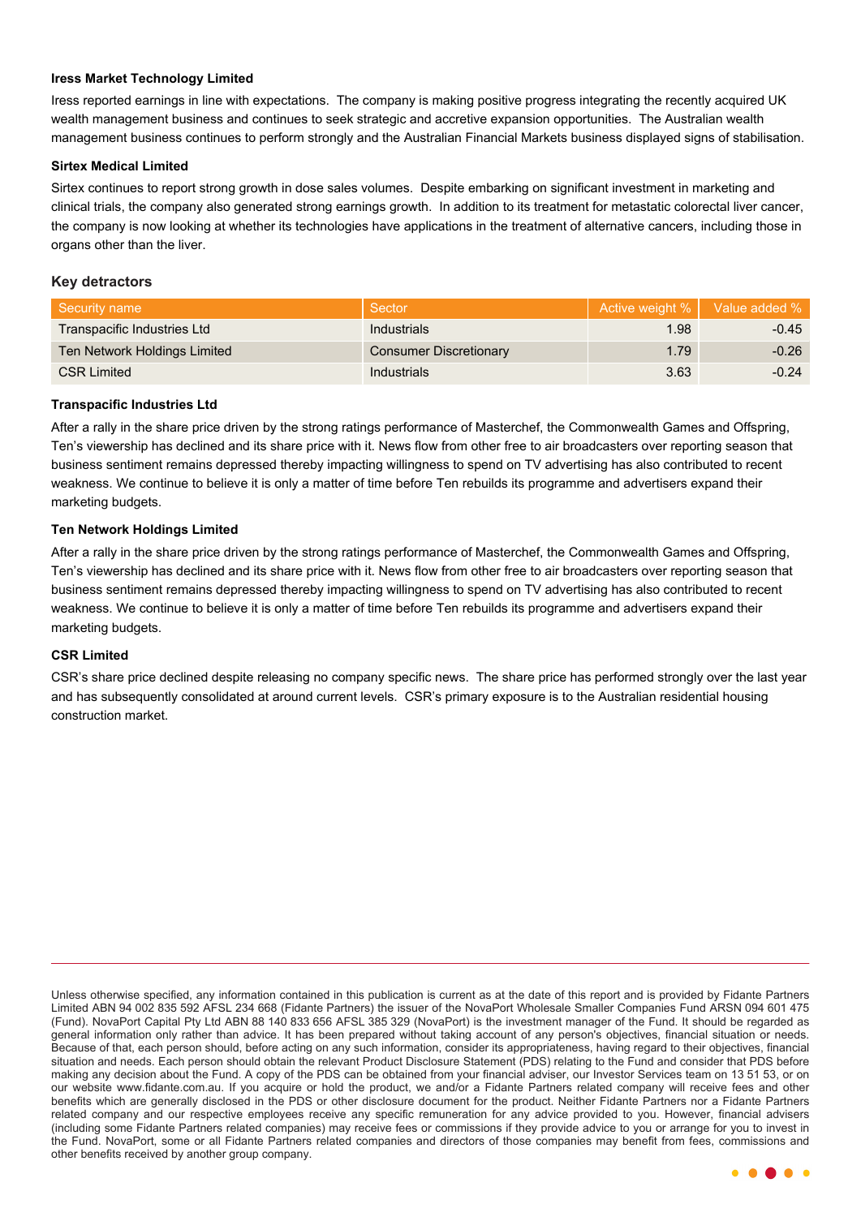**Iress Market Technology Limited**

Iress reported earnings in line with expectations. The company is making positive progress integrating the recently acquired UK wealth management business and continues to seek strategic and accretive expansion opportunities. The Australian wealth management business continues to perform strongly and the Australian Financial Markets business displayed signs of stabilisation.

**Sirtex Medical Limited**

Sirtex continues to report strong growth in dose sales volumes. Despite embarking on significant investment in marketing and clinical trials, the company also generated strong earnings growth. In addition to its treatment for metastatic colorectal liver cancer, the company is now looking at whether its technologies have applications in the treatment of alternative cancers, including those in organs other than the liver.

## Key detractors

| Security name | Sector | Active weight % | Value added % |
|---|---|---|---|
| Transpacific Industries Ltd | Industrials | 1.98 | -0.45 |
| Ten Network Holdings Limited | Consumer Discretionary | 1.79 | -0.26 |
| CSR Limited | Industrials | 3.63 | -0.24 |

**Transpacific Industries Ltd**

After a rally in the share price driven by the strong ratings performance of Masterchef, the Commonwealth Games and Offspring, Ten's viewership has declined and its share price with it. News flow from other free to air broadcasters over reporting season that business sentiment remains depressed thereby impacting willingness to spend on TV advertising has also contributed to recent weakness. We continue to believe it is only a matter of time before Ten rebuilds its programme and advertisers expand their marketing budgets.

**Ten Network Holdings Limited**

After a rally in the share price driven by the strong ratings performance of Masterchef, the Commonwealth Games and Offspring, Ten's viewership has declined and its share price with it. News flow from other free to air broadcasters over reporting season that business sentiment remains depressed thereby impacting willingness to spend on TV advertising has also contributed to recent weakness. We continue to believe it is only a matter of time before Ten rebuilds its programme and advertisers expand their marketing budgets.

**CSR Limited**

CSR's share price declined despite releasing no company specific news. The share price has performed strongly over the last year and has subsequently consolidated at around current levels. CSR's primary exposure is to the Australian residential housing construction market.

---

Unless otherwise specified, any information contained in this publication is current as at the date of this report and is provided by Fidante Partners Limited ABN 94 002 835 592 AFSL 234 668 (Fidante Partners) the issuer of the NovaPort Wholesale Smaller Companies Fund ARSN 094 601 475 (Fund). NovaPort Capital Pty Ltd ABN 88 140 833 656 AFSL 385 329 (NovaPort) is the investment manager of the Fund. It should be regarded as general information only rather than advice. It has been prepared without taking account of any person's objectives, financial situation or needs. Because of that, each person should, before acting on any such information, consider its appropriateness, having regard to their objectives, financial situation and needs. Each person should obtain the relevant Product Disclosure Statement (PDS) relating to the Fund and consider that PDS before making any decision about the Fund. A copy of the PDS can be obtained from your financial adviser, our Investor Services team on 13 51 53, or on our website www.fidante.com.au. If you acquire or hold the product, we and/or a Fidante Partners related company will receive fees and other benefits which are generally disclosed in the PDS or other disclosure document for the product. Neither Fidante Partners nor a Fidante Partners related company and our respective employees receive any specific remuneration for any advice provided to you. However, financial advisers (including some Fidante Partners related companies) may receive fees or commissions if they provide advice to you or arrange for you to invest in the Fund. NovaPort, some or all Fidante Partners related companies and directors of those companies may benefit from fees, commissions and other benefits received by another group company.